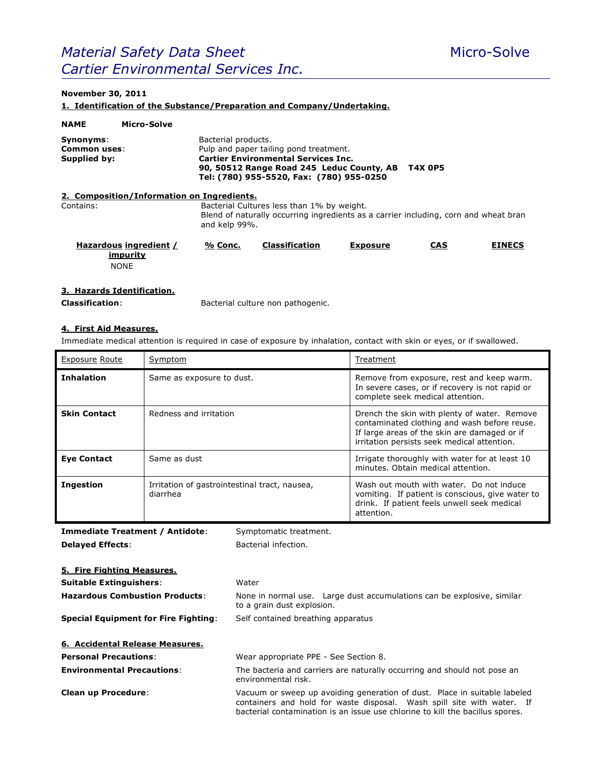# *Material Safety Data Sheet* Micro-Solve
## *Cartier Environmental Services Inc.*

**November 30, 2011**

**1. Identification of the Substance/Preparation and Company/Undertaking.**

**NAME** **Micro-Solve**

**Synonyms**: Bacterial products.
**Common uses**: Pulp and paper tailing pond treatment.
**Supplied by**: **Cartier Environmental Services Inc.**
**90, 50512 Range Road 245 Leduc County, AB T4X 0P5**
**Tel: (780) 955-5520, Fax: (780) 955-0250**

**2. Composition/Information on Ingredients.**

Contains: Bacterial Cultures less than 1% by weight.
Blend of naturally occurring ingredients as a carrier including, corn and wheat bran and kelp 99%.

| Hazardous ingredient / impurity | % Conc. | Classification | Exposure | CAS | EINECS |
|---|---|---|---|---|---|
| NONE | | | | | |

**3. Hazards Identification.**

**Classification**: Bacterial culture non pathogenic.

**4. First Aid Measures.**

Immediate medical attention is required in case of exposure by inhalation, contact with skin or eyes, or if swallowed.

| Exposure Route | Symptom | Treatment |
|---|---|---|
| **Inhalation** | Same as exposure to dust. | Remove from exposure, rest and keep warm. In severe cases, or if recovery is not rapid or complete seek medical attention. |
| **Skin Contact** | Redness and irritation | Drench the skin with plenty of water. Remove contaminated clothing and wash before reuse. If large areas of the skin are damaged or if irritation persists seek medical attention. |
| **Eye Contact** | Same as dust | Irrigate thoroughly with water for at least 10 minutes. Obtain medical attention. |
| **Ingestion** | Irritation of gastrointestinal tract, nausea, diarrhea | Wash out mouth with water. Do not induce vomiting. If patient is conscious, give water to drink. If patient feels unwell seek medical attention. |

**Immediate Treatment / Antidote**: Symptomatic treatment.

**Delayed Effects**: Bacterial infection.

**5. Fire Fighting Measures.**

**Suitable Extinguishers**: Water

**Hazardous Combustion Products**: None in normal use. Large dust accumulations can be explosive, similar to a grain dust explosion.

**Special Equipment for Fire Fighting**: Self contained breathing apparatus

**6. Accidental Release Measures.**

**Personal Precautions**: Wear appropriate PPE - See Section 8.

**Environmental Precautions**: The bacteria and carriers are naturally occurring and should not pose an environmental risk.

**Clean up Procedure**: Vacuum or sweep up avoiding generation of dust. Place in suitable labeled containers and hold for waste disposal. Wash spill site with water. If bacterial contamination is an issue use chlorine to kill the bacillus spores.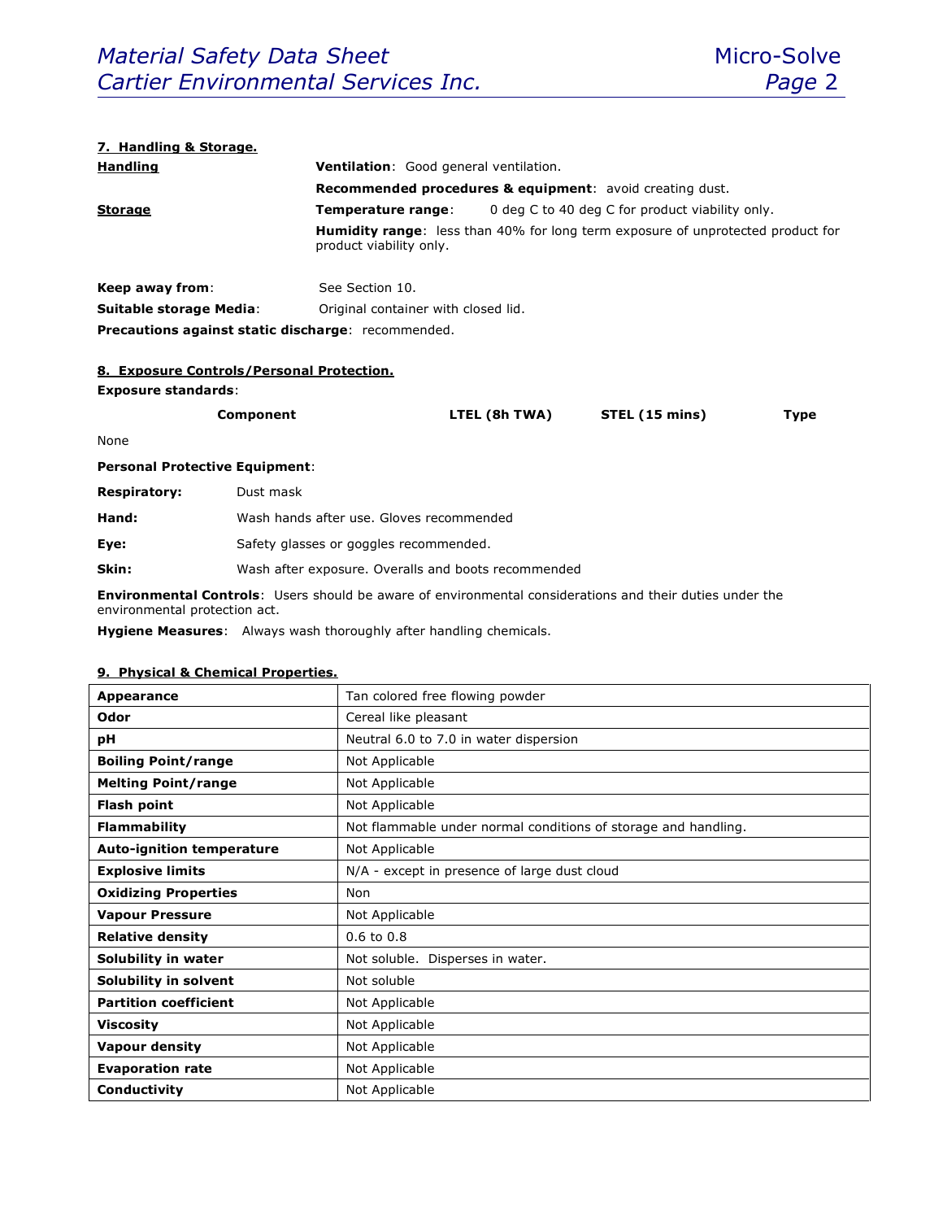## 7. Handling & Storage.

**Handling**

**Ventilation**: Good general ventilation.

**Recommended procedures & equipment**: avoid creating dust.

**Storage**

**Temperature range**: 0 deg C to 40 deg C for product viability only.

**Humidity range**: less than 40% for long term exposure of unprotected product for product viability only.

**Keep away from**: See Section 10.

**Suitable storage Media**: Original container with closed lid.

**Precautions against static discharge**: recommended.

## 8. Exposure Controls/Personal Protection.

**Exposure standards**:

| Component | LTEL (8h TWA) | STEL (15 mins) | Type |
|---|---|---|---|
| None | | | |

**Personal Protective Equipment**:

**Respiratory:** Dust mask

**Hand:** Wash hands after use. Gloves recommended

**Eye:** Safety glasses or goggles recommended.

**Skin:** Wash after exposure. Overalls and boots recommended

**Environmental Controls**: Users should be aware of environmental considerations and their duties under the environmental protection act.

**Hygiene Measures**: Always wash thoroughly after handling chemicals.

## 9. Physical & Chemical Properties.

| | |
|---|---|
| **Appearance** | Tan colored free flowing powder |
| **Odor** | Cereal like pleasant |
| **pH** | Neutral 6.0 to 7.0 in water dispersion |
| **Boiling Point/range** | Not Applicable |
| **Melting Point/range** | Not Applicable |
| **Flash point** | Not Applicable |
| **Flammability** | Not flammable under normal conditions of storage and handling. |
| **Auto-ignition temperature** | Not Applicable |
| **Explosive limits** | N/A - except in presence of large dust cloud |
| **Oxidizing Properties** | Non |
| **Vapour Pressure** | Not Applicable |
| **Relative density** | 0.6 to 0.8 |
| **Solubility in water** | Not soluble. Disperses in water. |
| **Solubility in solvent** | Not soluble |
| **Partition coefficient** | Not Applicable |
| **Viscosity** | Not Applicable |
| **Vapour density** | Not Applicable |
| **Evaporation rate** | Not Applicable |
| **Conductivity** | Not Applicable |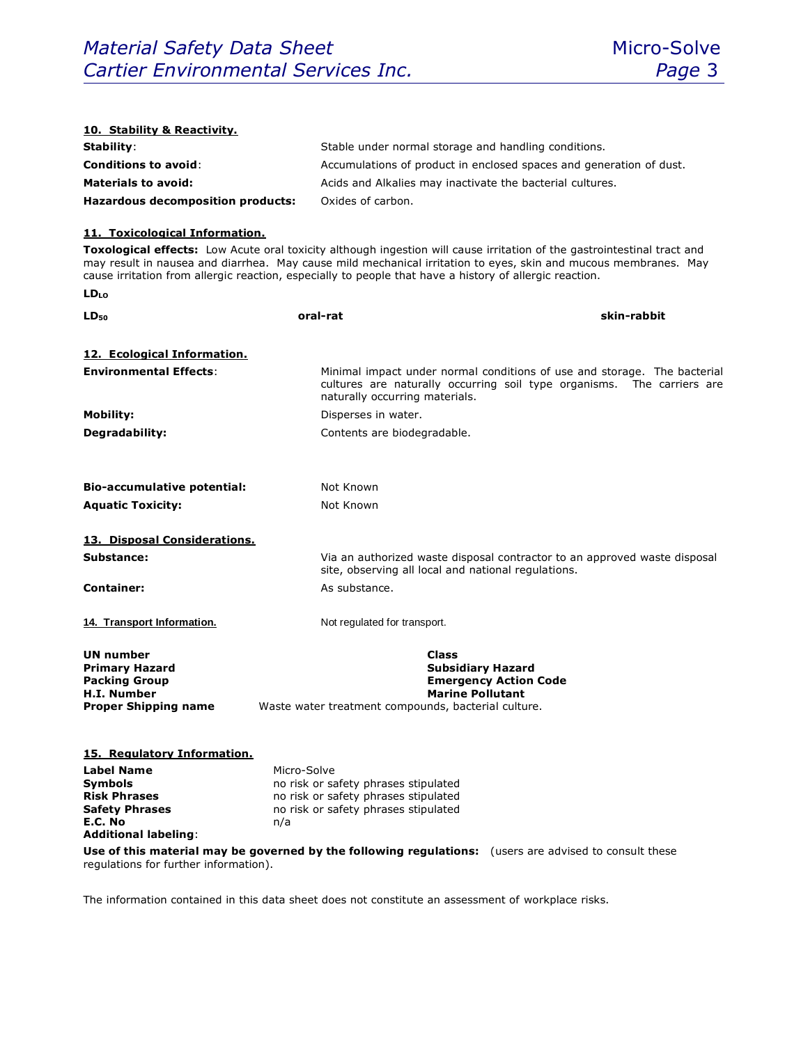**10. Stability & Reactivity.**

| | |
|---|---|
| **Stability**: | Stable under normal storage and handling conditions. |
| **Conditions to avoid**: | Accumulations of product in enclosed spaces and generation of dust. |
| **Materials to avoid:** | Acids and Alkalies may inactivate the bacterial cultures. |
| **Hazardous decomposition products:** | Oxides of carbon. |

**11. Toxicological Information.**

**Toxological effects:** Low Acute oral toxicity although ingestion will cause irritation of the gastrointestinal tract and may result in nausea and diarrhea. May cause mild mechanical irritation to eyes, skin and mucous membranes. May cause irritation from allergic reaction, especially to people that have a history of allergic reaction.

**$LD_{LO}$**

| | | |
|---|---|---|
| **$LD_{50}$** | **oral-rat** | **skin-rabbit** |

**12. Ecological Information.**

| | |
|---|---|
| **Environmental Effects**: | Minimal impact under normal conditions of use and storage. The bacterial cultures are naturally occurring soil type organisms. The carriers are naturally occurring materials. |
| **Mobility:** | Disperses in water. |
| **Degradability:** | Contents are biodegradable. |
| **Bio-accumulative potential:** | Not Known |
| **Aquatic Toxicity:** | Not Known |

**13. Disposal Considerations.**

| | |
|---|---|
| **Substance:** | Via an authorized waste disposal contractor to an approved waste disposal site, observing all local and national regulations. |
| **Container:** | As substance. |

**14. Transport Information.** Not regulated for transport.

| | |
|---|---|
| **UN number** | **Class** |
| **Primary Hazard** | **Subsidiary Hazard** |
| **Packing Group** | **Emergency Action Code** |
| **H.I. Number** | **Marine Pollutant** |
| **Proper Shipping name** | Waste water treatment compounds, bacterial culture. |

**15. Regulatory Information.**

| | |
|---|---|
| **Label Name** | Micro-Solve |
| **Symbols** | no risk or safety phrases stipulated |
| **Risk Phrases** | no risk or safety phrases stipulated |
| **Safety Phrases** | no risk or safety phrases stipulated |
| **E.C. No** | n/a |
| **Additional labeling**: | |

**Use of this material may be governed by the following regulations:** (users are advised to consult these regulations for further information).

The information contained in this data sheet does not constitute an assessment of workplace risks.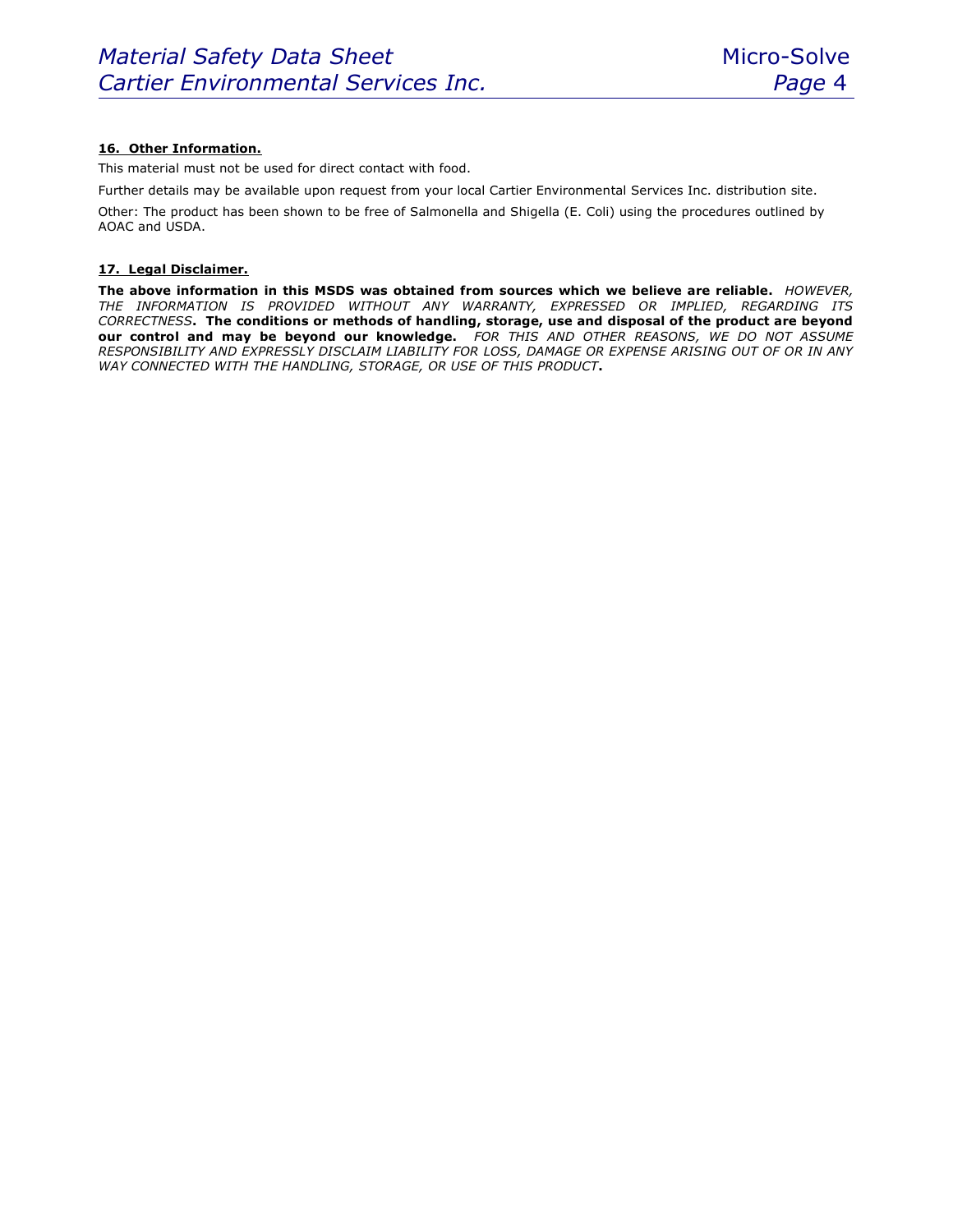### 16. Other Information.

This material must not be used for direct contact with food.

Further details may be available upon request from your local Cartier Environmental Services Inc. distribution site.

Other: The product has been shown to be free of Salmonella and Shigella (E. Coli) using the procedures outlined by AOAC and USDA.

### 17. Legal Disclaimer.

**The above information in this MSDS was obtained from sources which we believe are reliable.** *HOWEVER, THE INFORMATION IS PROVIDED WITHOUT ANY WARRANTY, EXPRESSED OR IMPLIED, REGARDING ITS CORRECTNESS***. The conditions or methods of handling, storage, use and disposal of the product are beyond our control and may be beyond our knowledge.** *FOR THIS AND OTHER REASONS, WE DO NOT ASSUME RESPONSIBILITY AND EXPRESSLY DISCLAIM LIABILITY FOR LOSS, DAMAGE OR EXPENSE ARISING OUT OF OR IN ANY WAY CONNECTED WITH THE HANDLING, STORAGE, OR USE OF THIS PRODUCT***.**